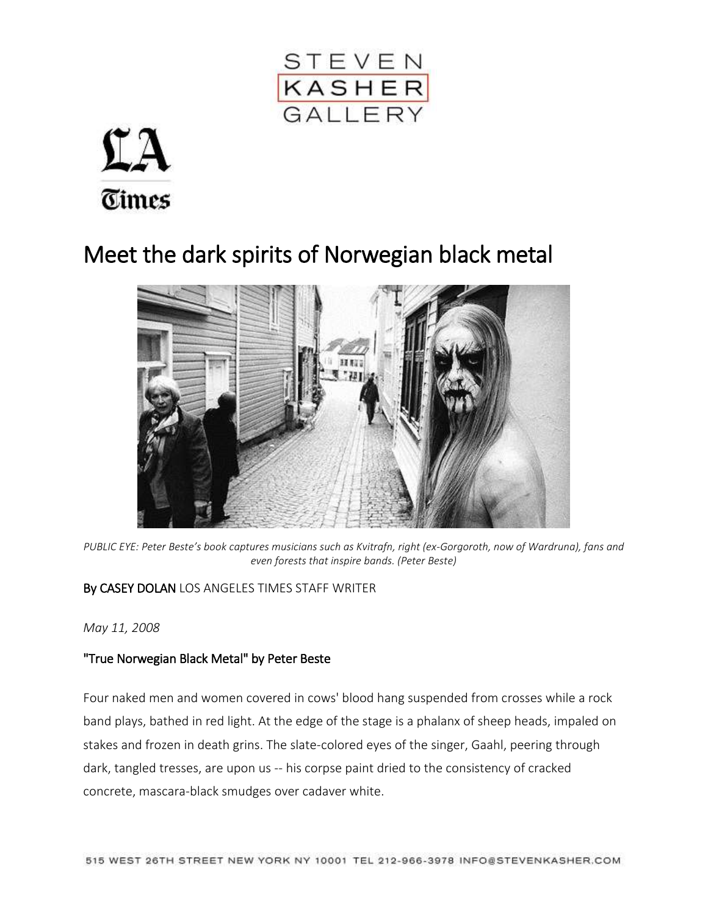# Meet the dark spirits of Norwegian black metal

*PUBLIC EYE: Peter Beste's book captures musicians such as Kvitrafn, right (ex-Gorgoroth, now of Wardruna), fans and even forests that inspire bands. (Peter Beste)*

**By CASEY DOLAN** LOS ANGELES TIMES STAFF WRITER

*May 11, 2008*

**"True Norwegian Black Metal" by Peter Beste**

Four naked men and women covered in cows' blood hang suspended from crosses while a rock band plays, bathed in red light. At the edge of the stage is a phalanx of sheep heads, impaled on stakes and frozen in death grins. The slate-colored eyes of the singer, Gaahl, peering through dark, tangled tresses, are upon us -- his corpse paint dried to the consistency of cracked concrete, mascara-black smudges over cadaver white.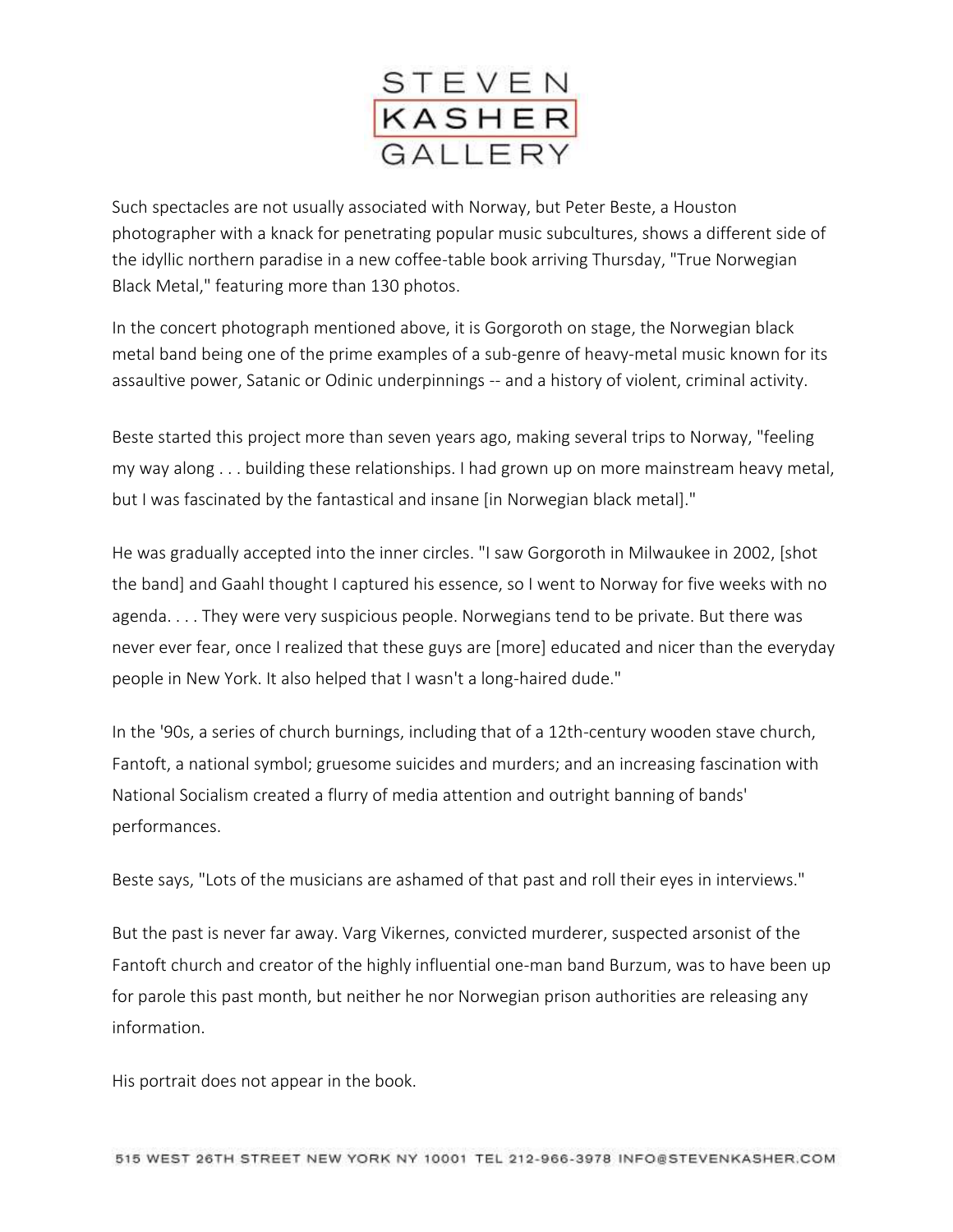Such spectacles are not usually associated with Norway, but Peter Beste, a Houston photographer with a knack for penetrating popular music subcultures, shows a different side of the idyllic northern paradise in a new coffee-table book arriving Thursday, "True Norwegian Black Metal," featuring more than 130 photos.

In the concert photograph mentioned above, it is Gorgoroth on stage, the Norwegian black metal band being one of the prime examples of a sub-genre of heavy-metal music known for its assaultive power, Satanic or Odinic underpinnings -- and a history of violent, criminal activity.

Beste started this project more than seven years ago, making several trips to Norway, "feeling my way along . . . building these relationships. I had grown up on more mainstream heavy metal, but I was fascinated by the fantastical and insane [in Norwegian black metal]."

He was gradually accepted into the inner circles. "I saw Gorgoroth in Milwaukee in 2002, [shot the band] and Gaahl thought I captured his essence, so I went to Norway for five weeks with no agenda. . . . They were very suspicious people. Norwegians tend to be private. But there was never ever fear, once I realized that these guys are [more] educated and nicer than the everyday people in New York. It also helped that I wasn't a long-haired dude."

In the '90s, a series of church burnings, including that of a 12th-century wooden stave church, Fantoft, a national symbol; gruesome suicides and murders; and an increasing fascination with National Socialism created a flurry of media attention and outright banning of bands' performances.

Beste says, "Lots of the musicians are ashamed of that past and roll their eyes in interviews."

But the past is never far away. Varg Vikernes, convicted murderer, suspected arsonist of the Fantoft church and creator of the highly influential one-man band Burzum, was to have been up for parole this past month, but neither he nor Norwegian prison authorities are releasing any information.

His portrait does not appear in the book.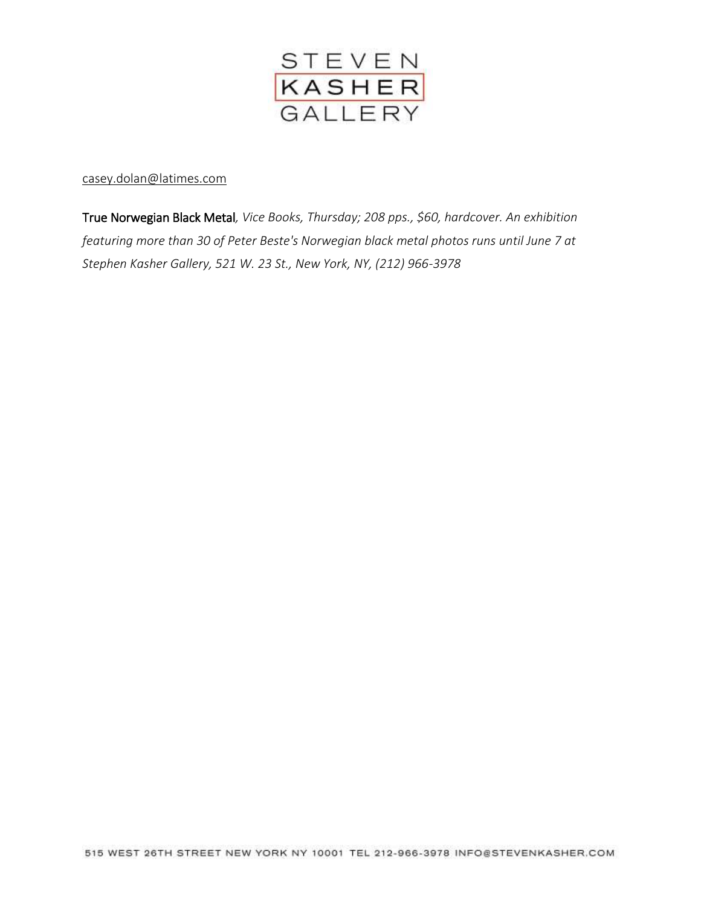casey.dolan@latimes.com

True Norwegian Black Metal*, Vice Books, Thursday; 208 pps., $60, hardcover. An exhibition featuring more than 30 of Peter Beste's Norwegian black metal photos runs until June 7 at Stephen Kasher Gallery, 521 W. 23 St., New York, NY, (212) 966-3978*